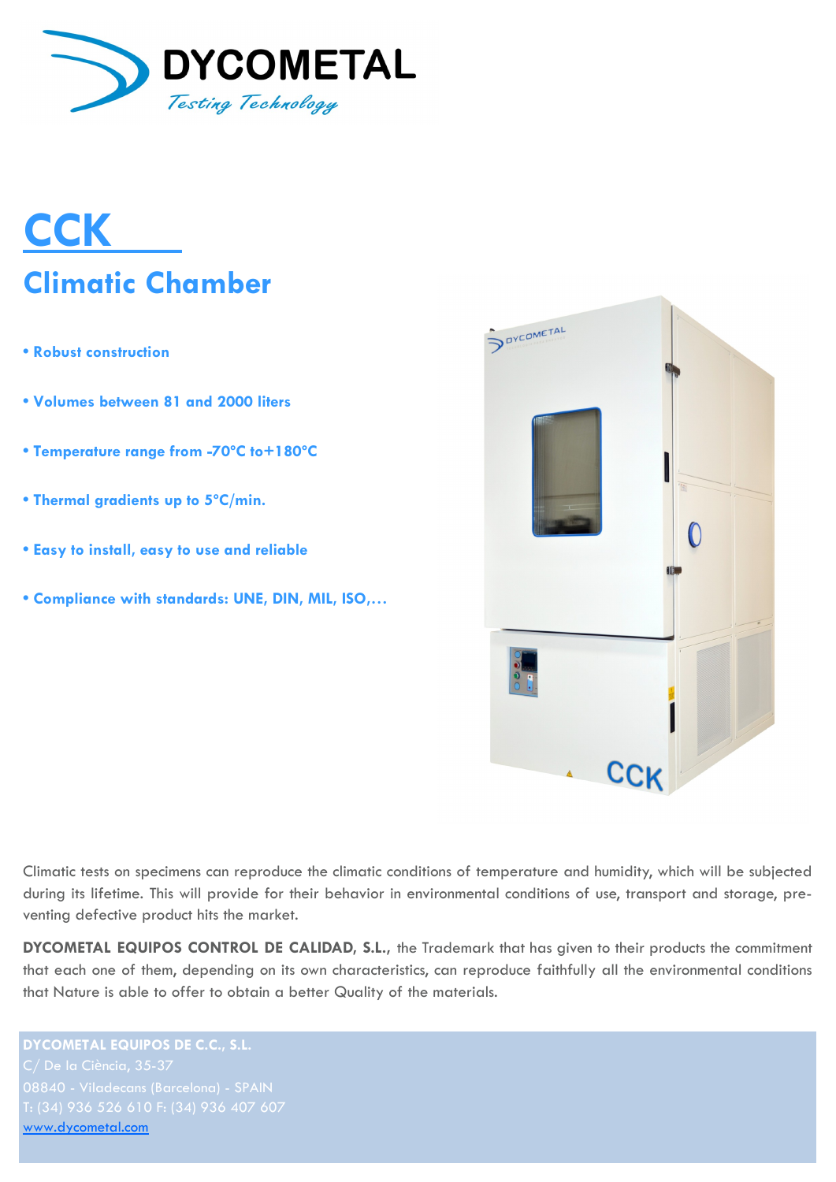DYCOMETAL

*Testing Technology*

# CCK

## Climatic Chamber

- **Robust construction**
- **Volumes between 81 and 2000 liters**
- **Temperature range from -70°C to+180°C**
- **Thermal gradients up to 5°C/min.**
- **Easy to install, easy to use and reliable**
- **Compliance with standards: UNE, DIN, MIL, ISO,…**

Climatic tests on specimens can reproduce the climatic conditions of temperature and humidity, which will be subjected during its lifetime. This will provide for their behavior in environmental conditions of use, transport and storage, preventing defective product hits the market.

**DYCOMETAL EQUIPOS CONTROL DE CALIDAD, S.L.,** the Trademark that has given to their products the commitment that each one of them, depending on its own characteristics, can reproduce faithfully all the environmental conditions that Nature is able to offer to obtain a better Quality of the materials.

**DYCOMETAL EQUIPOS DE C.C., S.L.**
C/ De la Ciència, 35-37
08840 - Viladecans (Barcelona) - SPAIN
T: (34) 936 526 610 F: (34) 936 407 607
www.dycometal.com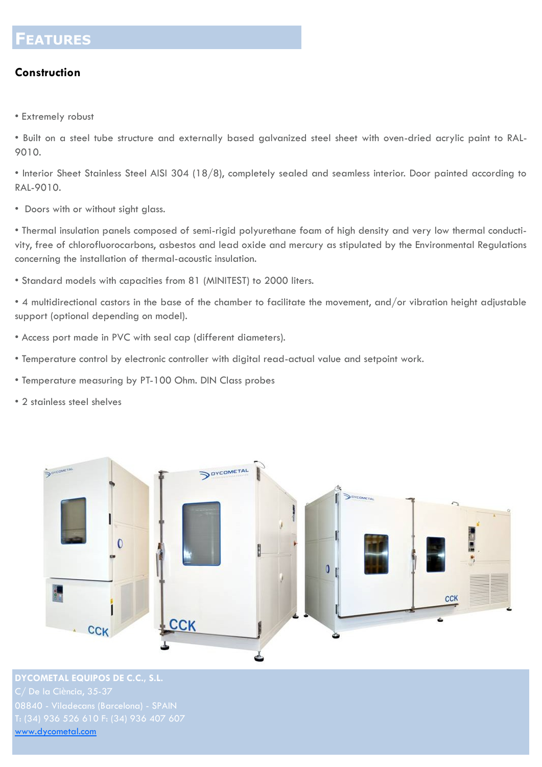# Features

## Construction

- Extremely robust
- Built on a steel tube structure and externally based galvanized steel sheet with oven-dried acrylic paint to RAL-9010.
- Interior Sheet Stainless Steel AISI 304 (18/8), completely sealed and seamless interior. Door painted according to RAL-9010.
- Doors with or without sight glass.
- Thermal insulation panels composed of semi-rigid polyurethane foam of high density and very low thermal conductivity, free of chlorofluorocarbons, asbestos and lead oxide and mercury as stipulated by the Environmental Regulations concerning the installation of thermal-acoustic insulation.
- Standard models with capacities from 81 (MINITEST) to 2000 liters.
- 4 multidirectional castors in the base of the chamber to facilitate the movement, and/or vibration height adjustable support (optional depending on model).
- Access port made in PVC with seal cap (different diameters).
- Temperature control by electronic controller with digital read-actual value and setpoint work.
- Temperature measuring by PT-100 Ohm. DIN Class probes
- 2 stainless steel shelves

**DYCOMETAL EQUIPOS DE C.C., S.L.**
C/ De la Ciència, 35-37
08840 - Viladecans (Barcelona) - SPAIN
T: (34) 936 526 610 F: (34) 936 407 607
www.dycometal.com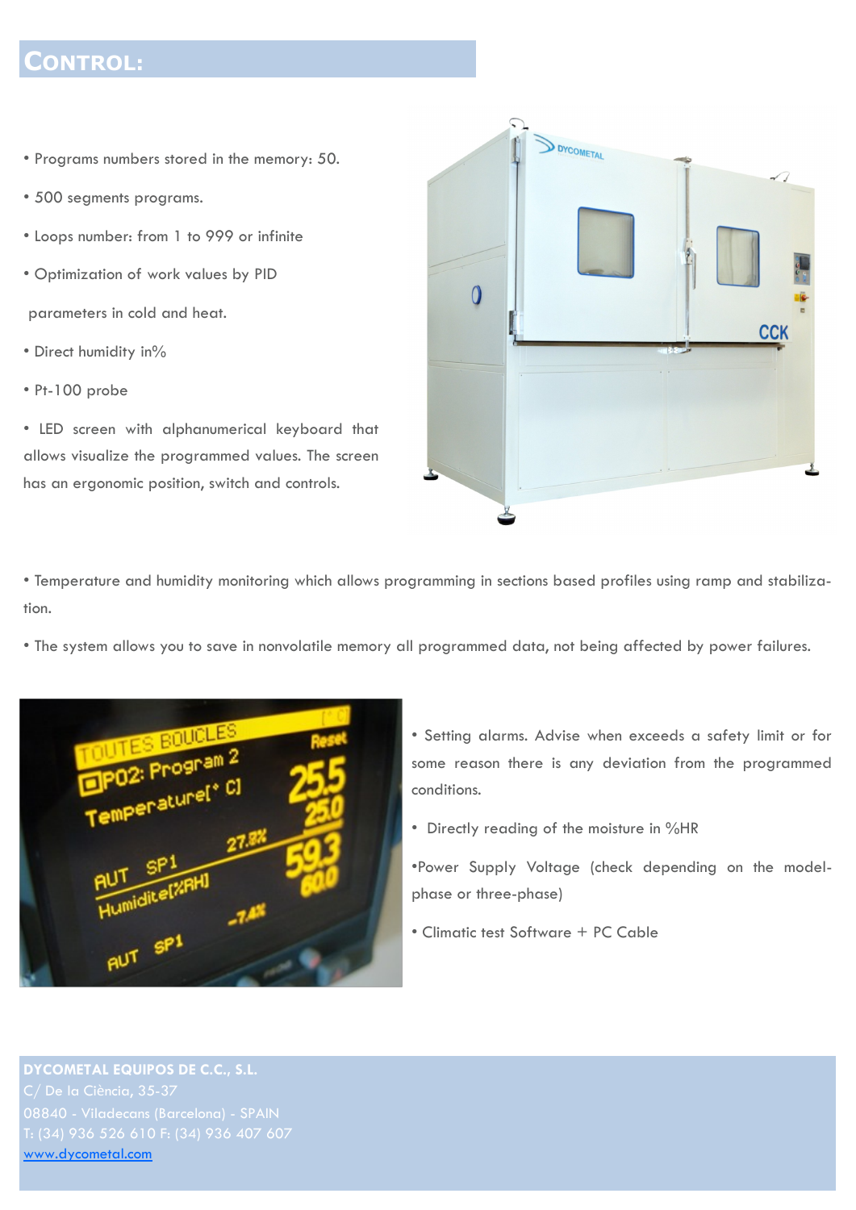## CONTROL:

- Programs numbers stored in the memory: 50.
- 500 segments programs.
- Loops number: from 1 to 999 or infinite
- Optimization of work values by PID parameters in cold and heat.
- Direct humidity in%
- Pt-100 probe
- LED screen with alphanumerical keyboard that allows visualize the programmed values. The screen has an ergonomic position, switch and controls.
- Temperature and humidity monitoring which allows programming in sections based profiles using ramp and stabilization.
- The system allows you to save in nonvolatile memory all programmed data, not being affected by power failures.
- Setting alarms. Advise when exceeds a safety limit or for some reason there is any deviation from the programmed conditions.
- Directly reading of the moisture in %HR
- Power Supply Voltage (check depending on the model-phase or three-phase)
- Climatic test Software + PC Cable

**DYCOMETAL EQUIPOS DE C.C., S.L.**
C/ De la Ciència, 35-37
08840 - Viladecans (Barcelona) - SPAIN
T: (34) 936 526 610 F: (34) 936 407 607
www.dycometal.com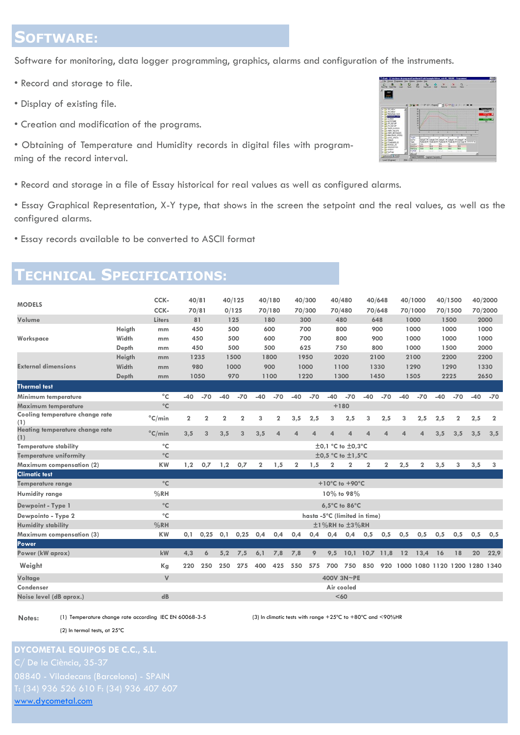## SOFTWARE:

Software for monitoring, data logger programming, graphics, alarms and configuration of the instruments.

- Record and storage to file.
- Display of existing file.
- Creation and modification of the programs.
- Obtaining of Temperature and Humidity records in digital files with programming of the record interval.
- Record and storage in a file of Essay historical for real values as well as configured alarms.
- Essay Graphical Representation, X-Y type, that shows in the screen the setpoint and the real values, as well as the configured alarms.
- Essay records available to be converted to ASCII format

## TECHNICAL SPECIFICATIONS:

| MODELS | | CCK-<br>CCK- | 40/81<br>70/81 | | 40/125<br>0/125 | | 40/180<br>70/180 | | 40/300<br>70/300 | | 40/480<br>70/480 | | 40/648<br>70/648 | | 40/1000<br>70/1000 | | 40/1500<br>70/1500 | | 40/2000<br>70/2000 | |
|---|---|---|---|---|---|---|---|---|---|---|---|---|---|---|---|---|---|---|---|---|
| Volume | | Liters | 81 | | 125 | | 180 | | 300 | | 480 | | 648 | | 1000 | | 1500 | | 2000 | |
| Workspace | Heigth | mm | 450 | | 500 | | 600 | | 700 | | 800 | | 900 | | 1000 | | 1000 | | 1000 | |
| | Width | mm | 450 | | 500 | | 600 | | 700 | | 800 | | 900 | | 1000 | | 1000 | | 1000 | |
| | Depth | mm | 450 | | 500 | | 500 | | 625 | | 750 | | 800 | | 1000 | | 1500 | | 2000 | |
| External dimensions | Heigth | mm | 1235 | | 1500 | | 1800 | | 1950 | | 2020 | | 2100 | | 2100 | | 2200 | | 2200 | |
| | Width | mm | 980 | | 1000 | | 900 | | 1000 | | 1100 | | 1330 | | 1290 | | 1290 | | 1330 | |
| | Depth | mm | 1050 | | 970 | | 1100 | | 1220 | | 1300 | | 1450 | | 1505 | | 2225 | | 2650 | |
| **Thermal test** | | | | | | | | | | | | | | | | | | | | |
| Minimum temperature | | °C | -40 | -70 | -40 | -70 | -40 | -70 | -40 | -70 | -40 | -70 | -40 | -70 | -40 | -70 | -40 | -70 | -40 | -70 |
| Maximum temperature | | °C | +180 | | | | | | | | | | | | | | | | | |
| Cooling temperature change rate (1) | | °C/min | 2 | 2 | 2 | 2 | 3 | 2 | 3,5 | 2,5 | 3 | 2,5 | 3 | 2,5 | 3 | 2,5 | 2,5 | 2 | 2,5 | 2 |
| Heating temperature change rate (1) | | °C/min | 3,5 | 3 | 3,5 | 3 | 3,5 | 4 | 4 | 4 | 4 | 4 | 4 | 4 | 4 | 4 | 3,5 | 3,5 | 3,5 | 3,5 |
| Temperature stability | | °C | ±0,1 °C to ±0,3°C | | | | | | | | | | | | | | | | | |
| Temperature uniformity | | °C | ±0,5 °C to ±1,5°C | | | | | | | | | | | | | | | | | |
| Maximum compensation (2) | | KW | 1,2 | 0,7 | 1,2 | 0,7 | 2 | 1,5 | 2 | 1,5 | 2 | 2 | 2 | 2 | 2,5 | 2 | 3,5 | 3 | 3,5 | 3 |
| **Climatic test** | | | | | | | | | | | | | | | | | | | | |
| Temperature range | | °C | +10°C to +90°C | | | | | | | | | | | | | | | | | |
| Humidity range | | %RH | 10% to 98% | | | | | | | | | | | | | | | | | |
| Dewpoint - Type 1 | | °C | 6,5°C to 86°C | | | | | | | | | | | | | | | | | |
| Dewpointo - Type 2 | | °C | hasta -5°C (limited in time) | | | | | | | | | | | | | | | | | |
| Humidity stability | | %RH | ±1%RH to ±3%RH | | | | | | | | | | | | | | | | | |
| Maximum compensation (3) | | KW | 0,1 | 0,25 | 0,1 | 0,25 | 0,4 | 0,4 | 0,4 | 0,4 | 0,4 | 0,4 | 0,5 | 0,5 | 0,5 | 0,5 | 0,5 | 0,5 | 0,5 | 0,5 |
| **Power** | | | | | | | | | | | | | | | | | | | | |
| Power (kW aprox) | | kW | 4,3 | 6 | 5,2 | 7,5 | 6,1 | 7,8 | 7,8 | 9 | 9,5 | 10,1 | 10,7 | 11,8 | 12 | 13,4 | 16 | 18 | 20 | 22,9 |
| Weight | | Kg | 220 | 250 | 250 | 275 | 400 | 425 | 550 | 575 | 700 | 750 | 850 | 920 | 1000 | 1080 | 1120 | 1200 | 1280 | 1340 |
| Voltage | | V | 400V 3N~PE | | | | | | | | | | | | | | | | | |
| Condenser | | | Air cooled | | | | | | | | | | | | | | | | | |
| Noise level (dB aprox.) | | dB | <60 | | | | | | | | | | | | | | | | | |

**Notes:**

(1) Temperature change rate according IEC EN 60068-3-5

(2) In termal tests, at 25°C

(3) In climatic tests with range +25°C to +80°C and <90%HR

**DYCOMETAL EQUIPOS DE C.C., S.L.**
C/ De la Ciència, 35-37
08840 - Viladecans (Barcelona) - SPAIN
T: (34) 936 526 610 F: (34) 936 407 607
www.dycometal.com